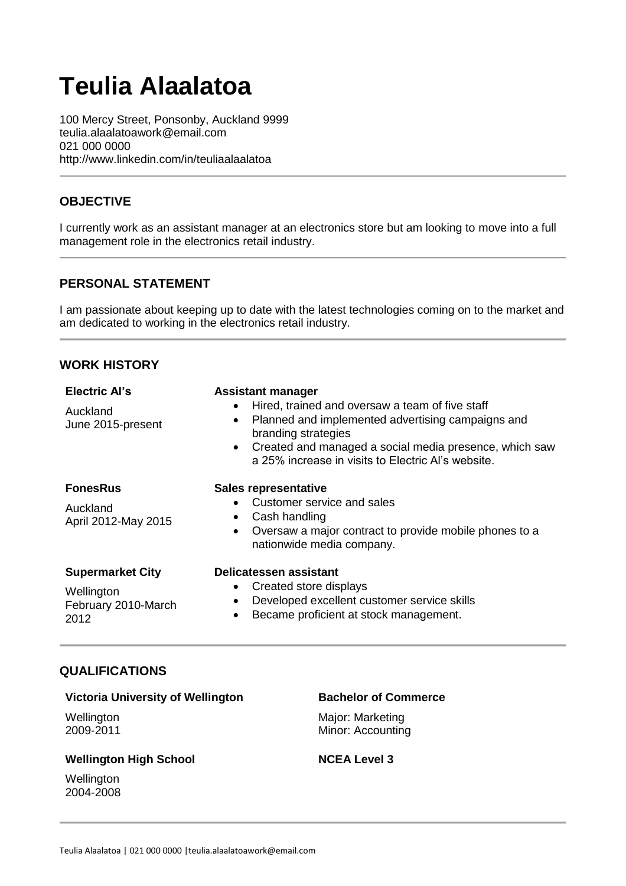# Teulia Alaalatoa

100 Mercy Street, Ponsonby, Auckland 9999
teulia.alaalatoawork@email.com
021 000 0000
http://www.linkedin.com/in/teuliaalaalatoa

## OBJECTIVE

I currently work as an assistant manager at an electronics store but am looking to move into a full management role in the electronics retail industry.

## PERSONAL STATEMENT

I am passionate about keeping up to date with the latest technologies coming on to the market and am dedicated to working in the electronics retail industry.

## WORK HISTORY

**Electric Al's**
Auckland
June 2015-present

**Assistant manager**

- Hired, trained and oversaw a team of five staff
- Planned and implemented advertising campaigns and branding strategies
- Created and managed a social media presence, which saw a 25% increase in visits to Electric Al's website.

**FonesRus**
Auckland
April 2012-May 2015

**Sales representative**

- Customer service and sales
- Cash handling
- Oversaw a major contract to provide mobile phones to a nationwide media company.

**Supermarket City**
Wellington
February 2010-March 2012

**Delicatessen assistant**

- Created store displays
- Developed excellent customer service skills
- Became proficient at stock management.

## QUALIFICATIONS

**Victoria University of Wellington**
Wellington
2009-2011

**Bachelor of Commerce**
Major: Marketing
Minor: Accounting

**Wellington High School**
Wellington
2004-2008

**NCEA Level 3**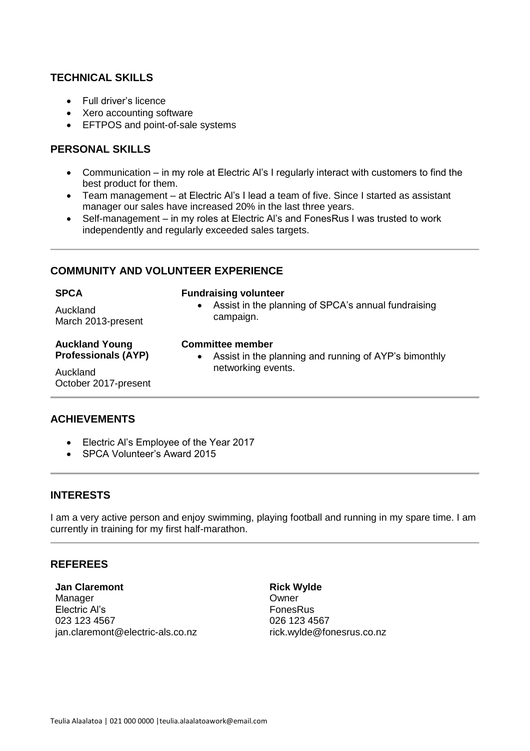## TECHNICAL SKILLS

- Full driver's licence
- Xero accounting software
- EFTPOS and point-of-sale systems

## PERSONAL SKILLS

- Communication – in my role at Electric Al's I regularly interact with customers to find the best product for them.
- Team management – at Electric Al's I lead a team of five. Since I started as assistant manager our sales have increased 20% in the last three years.
- Self-management – in my roles at Electric Al's and FonesRus I was trusted to work independently and regularly exceeded sales targets.

---

## COMMUNITY AND VOLUNTEER EXPERIENCE

**SPCA**

Auckland
March 2013-present

**Fundraising volunteer**

- Assist in the planning of SPCA's annual fundraising campaign.

**Auckland Young Professionals (AYP)**

Auckland
October 2017-present

**Committee member**

- Assist in the planning and running of AYP's bimonthly networking events.

---

## ACHIEVEMENTS

- Electric Al's Employee of the Year 2017
- SPCA Volunteer's Award 2015

---

## INTERESTS

I am a very active person and enjoy swimming, playing football and running in my spare time. I am currently in training for my first half-marathon.

---

## REFEREES

**Jan Claremont**
Manager
Electric Al's
023 123 4567
jan.claremont@electric-als.co.nz

**Rick Wylde**
Owner
FonesRus
026 123 4567
rick.wylde@fonesrus.co.nz